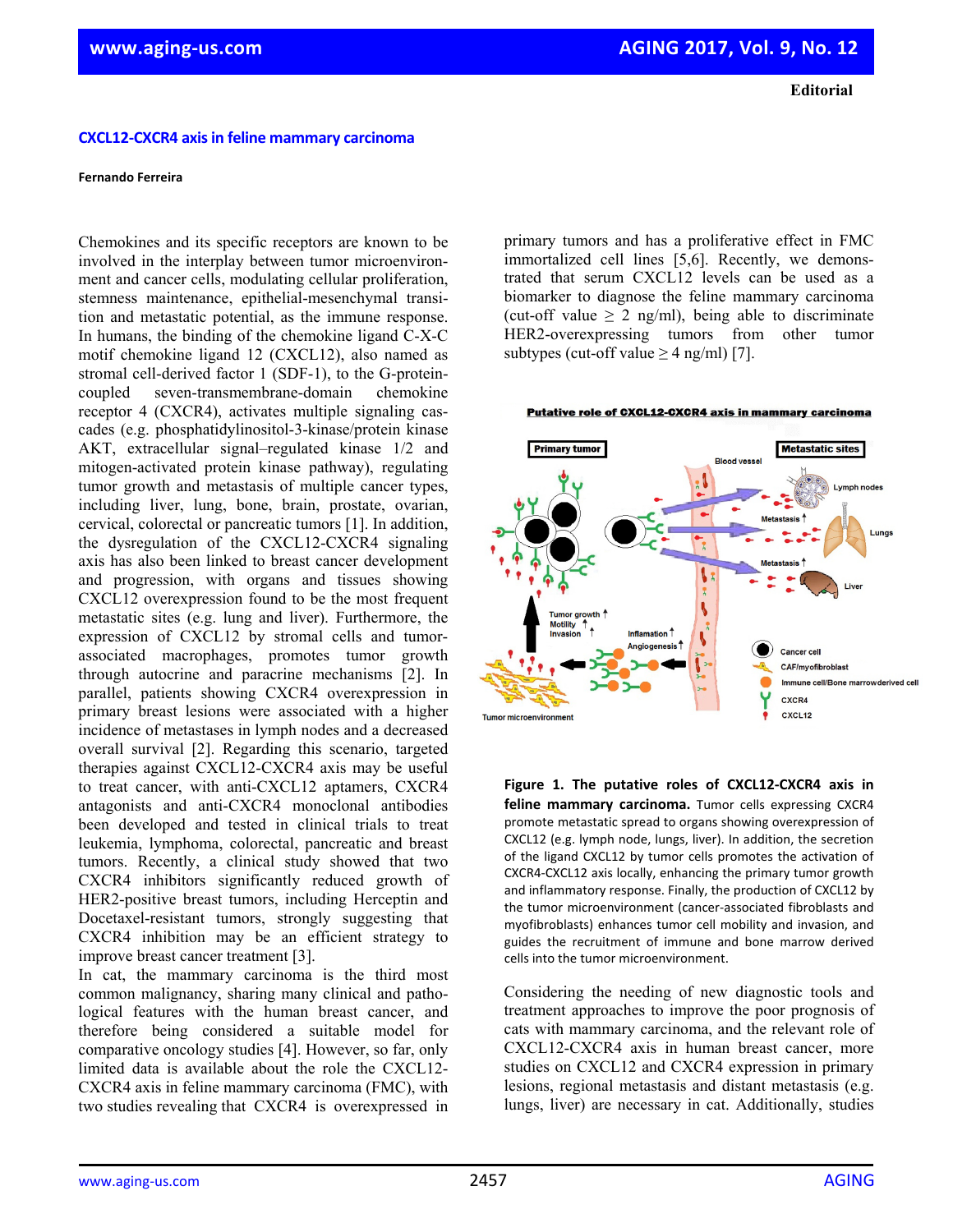Editorial

# CXCL12-CXCR4 axis in feline mammary carcinoma

**Fernando Ferreira**

Chemokines and its specific receptors are known to be involved in the interplay between tumor microenvironment and cancer cells, modulating cellular proliferation, stemness maintenance, epithelial-mesenchymal transition and metastatic potential, as the immune response. In humans, the binding of the chemokine ligand C-X-C motif chemokine ligand 12 (CXCL12), also named as stromal cell-derived factor 1 (SDF-1), to the G-protein-coupled seven-transmembrane-domain chemokine receptor 4 (CXCR4), activates multiple signaling cascades (e.g. phosphatidylinositol-3-kinase/protein kinase AKT, extracellular signal–regulated kinase 1/2 and mitogen-activated protein kinase pathway), regulating tumor growth and metastasis of multiple cancer types, including liver, lung, bone, brain, prostate, ovarian, cervical, colorectal or pancreatic tumors [1]. In addition, the dysregulation of the CXCL12-CXCR4 signaling axis has also been linked to breast cancer development and progression, with organs and tissues showing CXCL12 overexpression found to be the most frequent metastatic sites (e.g. lung and liver). Furthermore, the expression of CXCL12 by stromal cells and tumor-associated macrophages, promotes tumor growth through autocrine and paracrine mechanisms [2]. In parallel, patients showing CXCR4 overexpression in primary breast lesions were associated with a higher incidence of metastases in lymph nodes and a decreased overall survival [2]. Regarding this scenario, targeted therapies against CXCL12-CXCR4 axis may be useful to treat cancer, with anti-CXCL12 aptamers, CXCR4 antagonists and anti-CXCR4 monoclonal antibodies been developed and tested in clinical trials to treat leukemia, lymphoma, colorectal, pancreatic and breast tumors. Recently, a clinical study showed that two CXCR4 inhibitors significantly reduced growth of HER2-positive breast tumors, including Herceptin and Docetaxel-resistant tumors, strongly suggesting that CXCR4 inhibition may be an efficient strategy to improve breast cancer treatment [3].

In cat, the mammary carcinoma is the third most common malignancy, sharing many clinical and pathological features with the human breast cancer, and therefore being considered a suitable model for comparative oncology studies [4]. However, so far, only limited data is available about the role the CXCL12-CXCR4 axis in feline mammary carcinoma (FMC), with two studies revealing that CXCR4 is overexpressed in primary tumors and has a proliferative effect in FMC immortalized cell lines [5,6]. Recently, we demonstrated that serum CXCL12 levels can be used as a biomarker to diagnose the feline mammary carcinoma (cut-off value ≥ 2 ng/ml), being able to discriminate HER2-overexpressing tumors from other tumor subtypes (cut-off value ≥ 4 ng/ml) [7].

**Figure 1. The putative roles of CXCL12-CXCR4 axis in feline mammary carcinoma.** Tumor cells expressing CXCR4 promote metastatic spread to organs showing overexpression of CXCL12 (e.g. lymph node, lungs, liver). In addition, the secretion of the ligand CXCL12 by tumor cells promotes the activation of CXCR4-CXCL12 axis locally, enhancing the primary tumor growth and inflammatory response. Finally, the production of CXCL12 by the tumor microenvironment (cancer-associated fibroblasts and myofibroblasts) enhances tumor cell mobility and invasion, and guides the recruitment of immune and bone marrow derived cells into the tumor microenvironment.

Considering the needing of new diagnostic tools and treatment approaches to improve the poor prognosis of cats with mammary carcinoma, and the relevant role of CXCL12-CXCR4 axis in human breast cancer, more studies on CXCL12 and CXCR4 expression in primary lesions, regional metastasis and distant metastasis (e.g. lungs, liver) are necessary in cat. Additionally, studies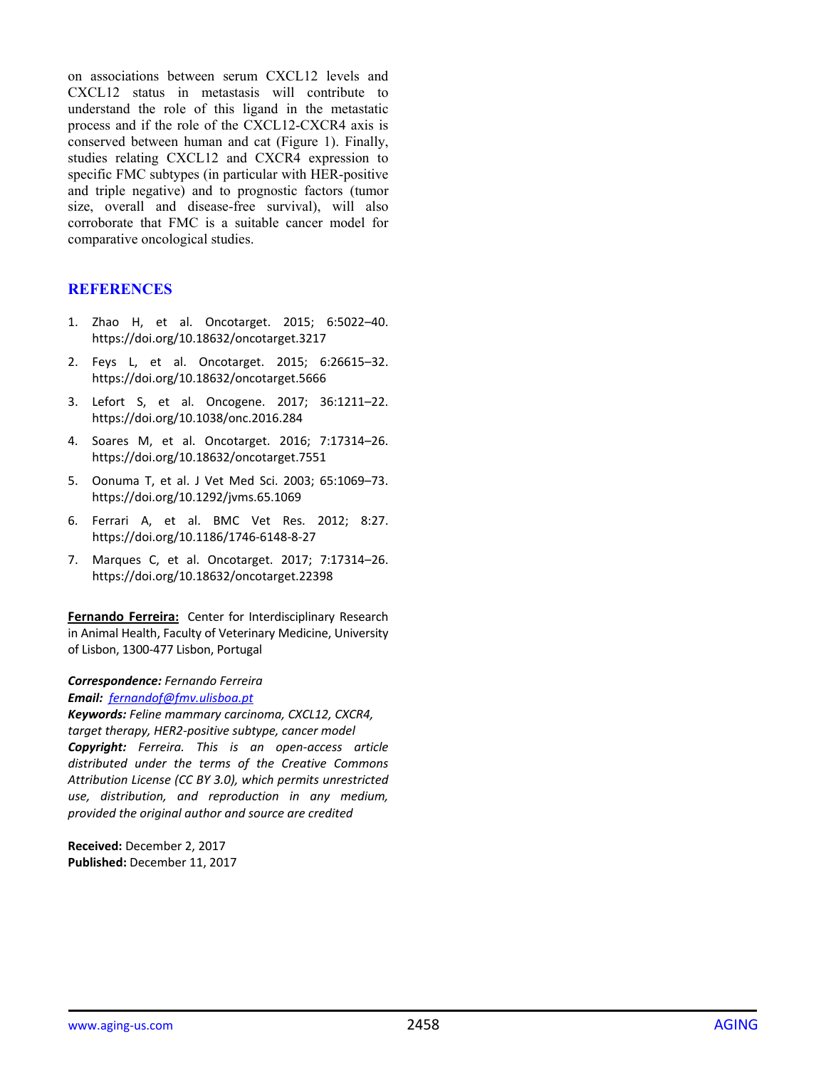on associations between serum CXCL12 levels and CXCL12 status in metastasis will contribute to understand the role of this ligand in the metastatic process and if the role of the CXCL12-CXCR4 axis is conserved between human and cat (Figure 1). Finally, studies relating CXCL12 and CXCR4 expression to specific FMC subtypes (in particular with HER-positive and triple negative) and to prognostic factors (tumor size, overall and disease-free survival), will also corroborate that FMC is a suitable cancer model for comparative oncological studies.

## REFERENCES

1. Zhao H, et al. Oncotarget. 2015; 6:5022–40. https://doi.org/10.18632/oncotarget.3217
2. Feys L, et al. Oncotarget. 2015; 6:26615–32. https://doi.org/10.18632/oncotarget.5666
3. Lefort S, et al. Oncogene. 2017; 36:1211–22. https://doi.org/10.1038/onc.2016.284
4. Soares M, et al. Oncotarget. 2016; 7:17314–26. https://doi.org/10.18632/oncotarget.7551
5. Oonuma T, et al. J Vet Med Sci. 2003; 65:1069–73. https://doi.org/10.1292/jvms.65.1069
6. Ferrari A, et al. BMC Vet Res. 2012; 8:27. https://doi.org/10.1186/1746-6148-8-27
7. Marques C, et al. Oncotarget. 2017; 7:17314–26. https://doi.org/10.18632/oncotarget.22398

**Fernando Ferreira:** Center for Interdisciplinary Research in Animal Health, Faculty of Veterinary Medicine, University of Lisbon, 1300-477 Lisbon, Portugal

***Correspondence:*** *Fernando Ferreira*
***Email:*** *fernandof@fmv.ulisboa.pt*
***Keywords:*** *Feline mammary carcinoma, CXCL12, CXCR4, target therapy, HER2-positive subtype, cancer model*
***Copyright:*** *Ferreira. This is an open-access article distributed under the terms of the Creative Commons Attribution License (CC BY 3.0), which permits unrestricted use, distribution, and reproduction in any medium, provided the original author and source are credited*

**Received:** December 2, 2017
**Published:** December 11, 2017